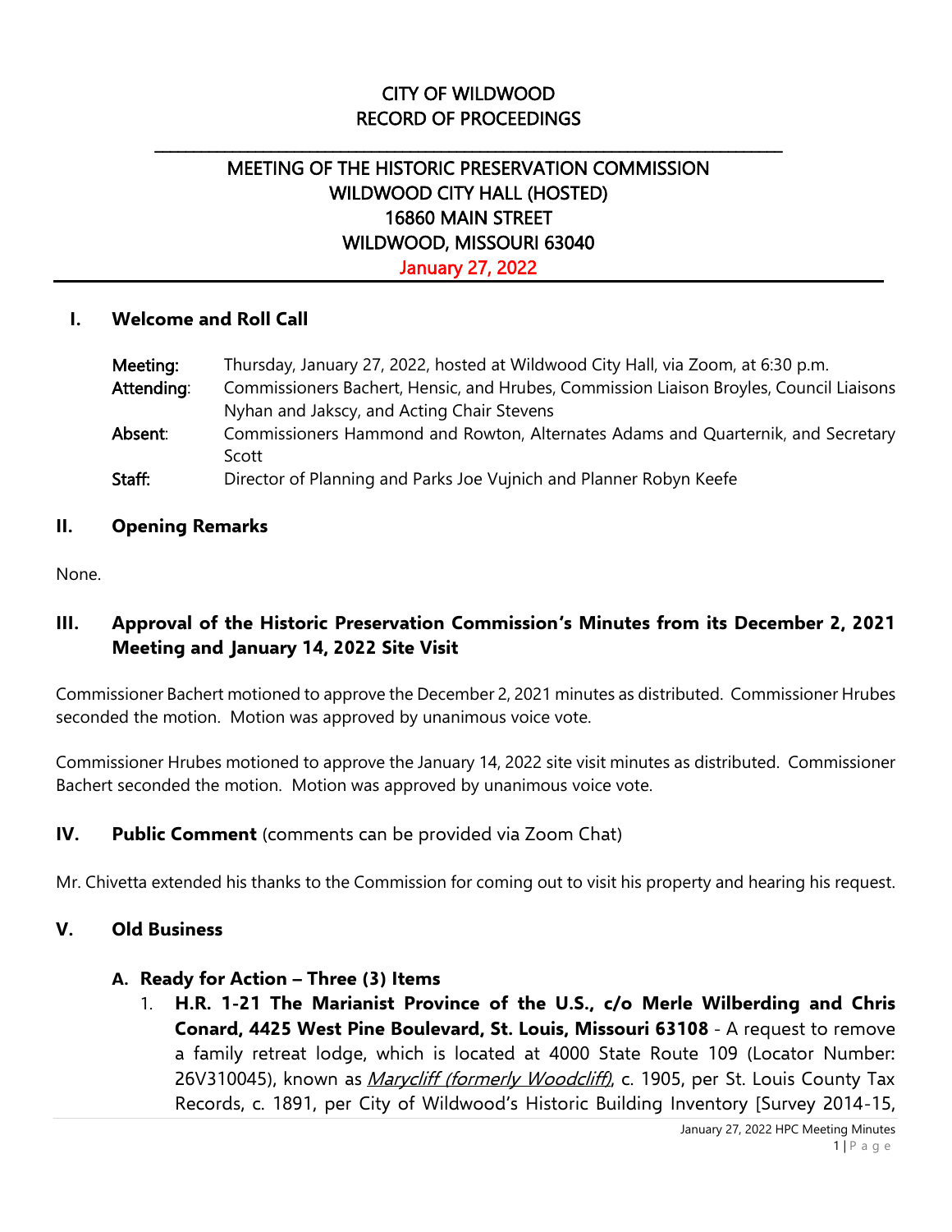# CITY OF WILDWOOD
# RECORD OF PROCEEDINGS

## MEETING OF THE HISTORIC PRESERVATION COMMISSION
## WILDWOOD CITY HALL (HOSTED)
## 16860 MAIN STREET
## WILDWOOD, MISSOURI 63040
## January 27, 2022

### I. Welcome and Roll Call

**Meeting:** Thursday, January 27, 2022, hosted at Wildwood City Hall, via Zoom, at 6:30 p.m.

**Attending:** Commissioners Bachert, Hensic, and Hrubes, Commission Liaison Broyles, Council Liaisons Nyhan and Jakscy, and Acting Chair Stevens

**Absent:** Commissioners Hammond and Rowton, Alternates Adams and Quarternik, and Secretary Scott

**Staff:** Director of Planning and Parks Joe Vujnich and Planner Robyn Keefe

### II. Opening Remarks

None.

### III. Approval of the Historic Preservation Commission's Minutes from its December 2, 2021 Meeting and January 14, 2022 Site Visit

Commissioner Bachert motioned to approve the December 2, 2021 minutes as distributed. Commissioner Hrubes seconded the motion. Motion was approved by unanimous voice vote.

Commissioner Hrubes motioned to approve the January 14, 2022 site visit minutes as distributed. Commissioner Bachert seconded the motion. Motion was approved by unanimous voice vote.

### IV. Public Comment (comments can be provided via Zoom Chat)

Mr. Chivetta extended his thanks to the Commission for coming out to visit his property and hearing his request.

### V. Old Business

#### A. Ready for Action – Three (3) Items

1. **H.R. 1-21 The Marianist Province of the U.S., c/o Merle Wilberding and Chris Conard, 4425 West Pine Boulevard, St. Louis, Missouri 63108** - A request to remove a family retreat lodge, which is located at 4000 State Route 109 (Locator Number: 26V310045), known as *Marycliff (formerly Woodcliff)*, c. 1905, per St. Louis County Tax Records, c. 1891, per City of Wildwood's Historic Building Inventory [Survey 2014-15,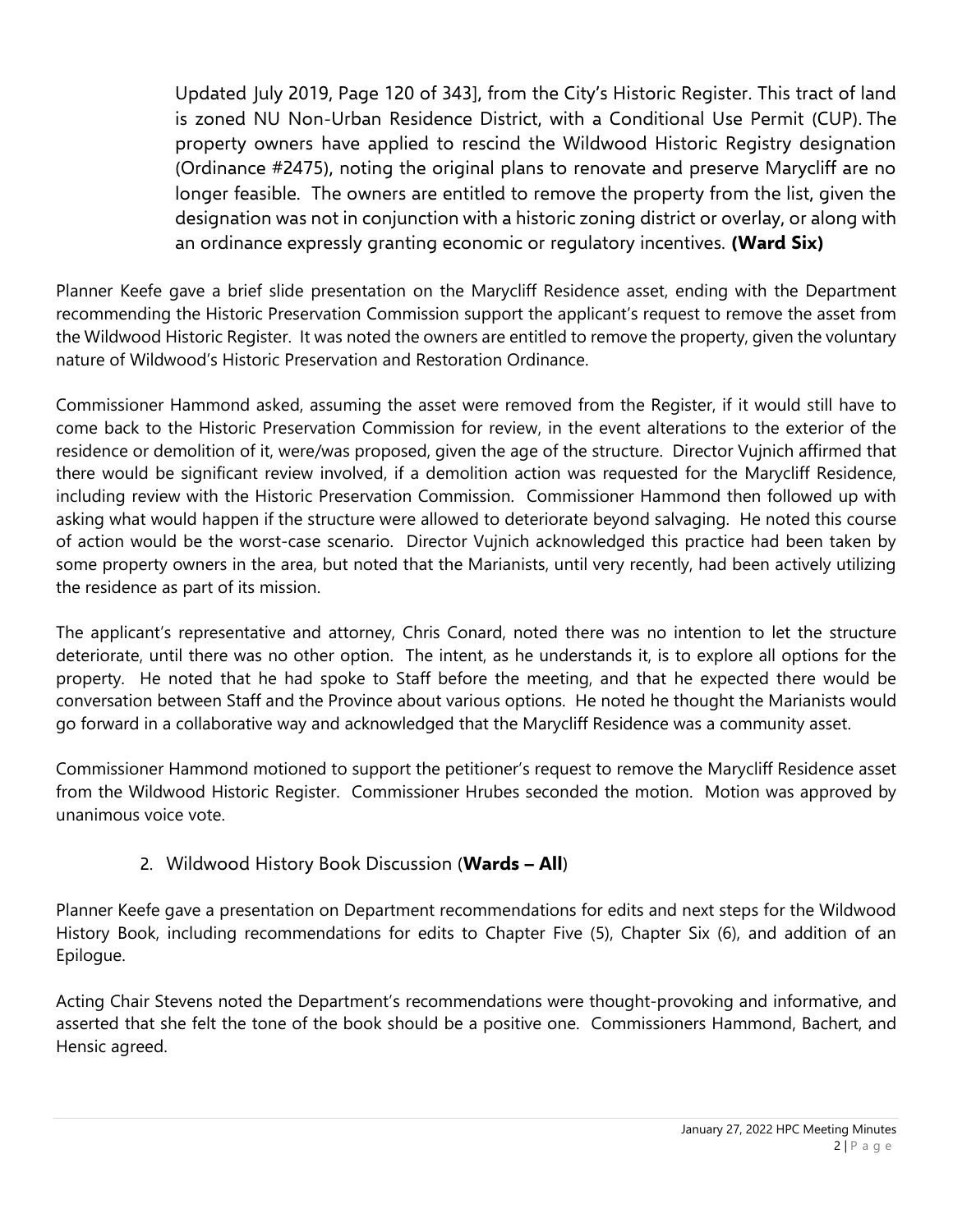Updated July 2019, Page 120 of 343], from the City's Historic Register. This tract of land is zoned NU Non-Urban Residence District, with a Conditional Use Permit (CUP). The property owners have applied to rescind the Wildwood Historic Registry designation (Ordinance #2475), noting the original plans to renovate and preserve Marycliff are no longer feasible. The owners are entitled to remove the property from the list, given the designation was not in conjunction with a historic zoning district or overlay, or along with an ordinance expressly granting economic or regulatory incentives. **(Ward Six)**

Planner Keefe gave a brief slide presentation on the Marycliff Residence asset, ending with the Department recommending the Historic Preservation Commission support the applicant's request to remove the asset from the Wildwood Historic Register. It was noted the owners are entitled to remove the property, given the voluntary nature of Wildwood's Historic Preservation and Restoration Ordinance.

Commissioner Hammond asked, assuming the asset were removed from the Register, if it would still have to come back to the Historic Preservation Commission for review, in the event alterations to the exterior of the residence or demolition of it, were/was proposed, given the age of the structure. Director Vujnich affirmed that there would be significant review involved, if a demolition action was requested for the Marycliff Residence, including review with the Historic Preservation Commission. Commissioner Hammond then followed up with asking what would happen if the structure were allowed to deteriorate beyond salvaging. He noted this course of action would be the worst-case scenario. Director Vujnich acknowledged this practice had been taken by some property owners in the area, but noted that the Marianists, until very recently, had been actively utilizing the residence as part of its mission.

The applicant's representative and attorney, Chris Conard, noted there was no intention to let the structure deteriorate, until there was no other option. The intent, as he understands it, is to explore all options for the property. He noted that he had spoke to Staff before the meeting, and that he expected there would be conversation between Staff and the Province about various options. He noted he thought the Marianists would go forward in a collaborative way and acknowledged that the Marycliff Residence was a community asset.

Commissioner Hammond motioned to support the petitioner's request to remove the Marycliff Residence asset from the Wildwood Historic Register. Commissioner Hrubes seconded the motion. Motion was approved by unanimous voice vote.

2. Wildwood History Book Discussion (**Wards – All**)

Planner Keefe gave a presentation on Department recommendations for edits and next steps for the Wildwood History Book, including recommendations for edits to Chapter Five (5), Chapter Six (6), and addition of an Epilogue.

Acting Chair Stevens noted the Department's recommendations were thought-provoking and informative, and asserted that she felt the tone of the book should be a positive one. Commissioners Hammond, Bachert, and Hensic agreed.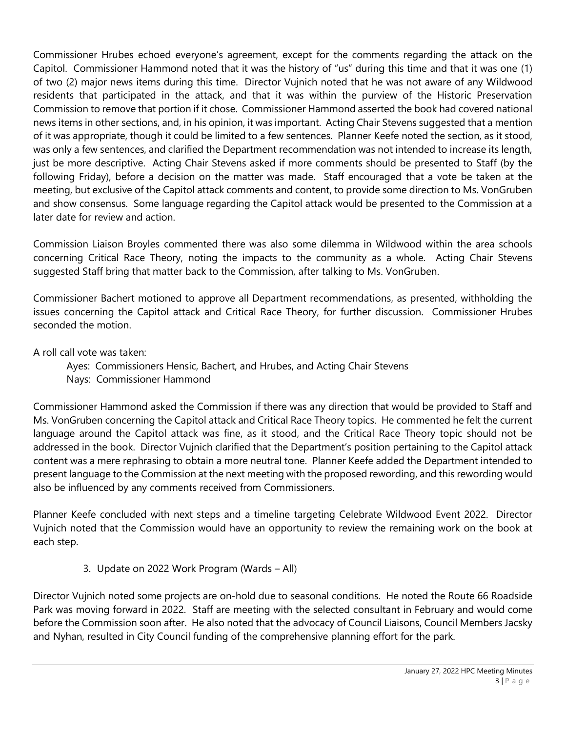Commissioner Hrubes echoed everyone's agreement, except for the comments regarding the attack on the Capitol. Commissioner Hammond noted that it was the history of "us" during this time and that it was one (1) of two (2) major news items during this time. Director Vujnich noted that he was not aware of any Wildwood residents that participated in the attack, and that it was within the purview of the Historic Preservation Commission to remove that portion if it chose. Commissioner Hammond asserted the book had covered national news items in other sections, and, in his opinion, it was important. Acting Chair Stevens suggested that a mention of it was appropriate, though it could be limited to a few sentences. Planner Keefe noted the section, as it stood, was only a few sentences, and clarified the Department recommendation was not intended to increase its length, just be more descriptive. Acting Chair Stevens asked if more comments should be presented to Staff (by the following Friday), before a decision on the matter was made. Staff encouraged that a vote be taken at the meeting, but exclusive of the Capitol attack comments and content, to provide some direction to Ms. VonGruben and show consensus. Some language regarding the Capitol attack would be presented to the Commission at a later date for review and action.

Commission Liaison Broyles commented there was also some dilemma in Wildwood within the area schools concerning Critical Race Theory, noting the impacts to the community as a whole. Acting Chair Stevens suggested Staff bring that matter back to the Commission, after talking to Ms. VonGruben.

Commissioner Bachert motioned to approve all Department recommendations, as presented, withholding the issues concerning the Capitol attack and Critical Race Theory, for further discussion. Commissioner Hrubes seconded the motion.

A roll call vote was taken:

Ayes: Commissioners Hensic, Bachert, and Hrubes, and Acting Chair Stevens
Nays: Commissioner Hammond

Commissioner Hammond asked the Commission if there was any direction that would be provided to Staff and Ms. VonGruben concerning the Capitol attack and Critical Race Theory topics. He commented he felt the current language around the Capitol attack was fine, as it stood, and the Critical Race Theory topic should not be addressed in the book. Director Vujnich clarified that the Department's position pertaining to the Capitol attack content was a mere rephrasing to obtain a more neutral tone. Planner Keefe added the Department intended to present language to the Commission at the next meeting with the proposed rewording, and this rewording would also be influenced by any comments received from Commissioners.

Planner Keefe concluded with next steps and a timeline targeting Celebrate Wildwood Event 2022. Director Vujnich noted that the Commission would have an opportunity to review the remaining work on the book at each step.

3. Update on 2022 Work Program (Wards – All)

Director Vujnich noted some projects are on-hold due to seasonal conditions. He noted the Route 66 Roadside Park was moving forward in 2022. Staff are meeting with the selected consultant in February and would come before the Commission soon after. He also noted that the advocacy of Council Liaisons, Council Members Jacsky and Nyhan, resulted in City Council funding of the comprehensive planning effort for the park.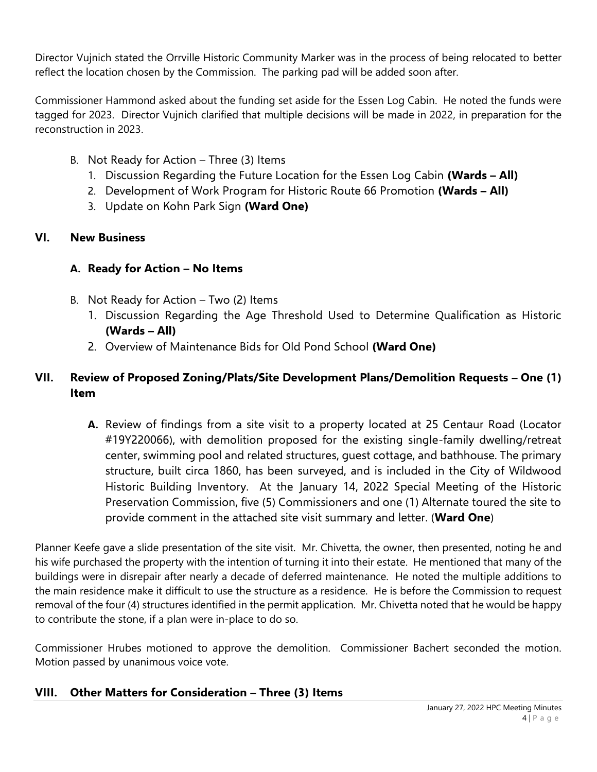Director Vujnich stated the Orrville Historic Community Marker was in the process of being relocated to better reflect the location chosen by the Commission. The parking pad will be added soon after.

Commissioner Hammond asked about the funding set aside for the Essen Log Cabin. He noted the funds were tagged for 2023. Director Vujnich clarified that multiple decisions will be made in 2022, in preparation for the reconstruction in 2023.

- B. Not Ready for Action – Three (3) Items
  1. Discussion Regarding the Future Location for the Essen Log Cabin **(Wards – All)**
  2. Development of Work Program for Historic Route 66 Promotion **(Wards – All)**
  3. Update on Kohn Park Sign **(Ward One)**

## VI. New Business

### A. Ready for Action – No Items

- B. Not Ready for Action – Two (2) Items
  1. Discussion Regarding the Age Threshold Used to Determine Qualification as Historic **(Wards – All)**
  2. Overview of Maintenance Bids for Old Pond School **(Ward One)**

## VII. Review of Proposed Zoning/Plats/Site Development Plans/Demolition Requests – One (1) Item

**A.** Review of findings from a site visit to a property located at 25 Centaur Road (Locator #19Y220066), with demolition proposed for the existing single-family dwelling/retreat center, swimming pool and related structures, guest cottage, and bathhouse. The primary structure, built circa 1860, has been surveyed, and is included in the City of Wildwood Historic Building Inventory. At the January 14, 2022 Special Meeting of the Historic Preservation Commission, five (5) Commissioners and one (1) Alternate toured the site to provide comment in the attached site visit summary and letter. (**Ward One**)

Planner Keefe gave a slide presentation of the site visit. Mr. Chivetta, the owner, then presented, noting he and his wife purchased the property with the intention of turning it into their estate. He mentioned that many of the buildings were in disrepair after nearly a decade of deferred maintenance. He noted the multiple additions to the main residence make it difficult to use the structure as a residence. He is before the Commission to request removal of the four (4) structures identified in the permit application. Mr. Chivetta noted that he would be happy to contribute the stone, if a plan were in-place to do so.

Commissioner Hrubes motioned to approve the demolition. Commissioner Bachert seconded the motion. Motion passed by unanimous voice vote.

## VIII. Other Matters for Consideration – Three (3) Items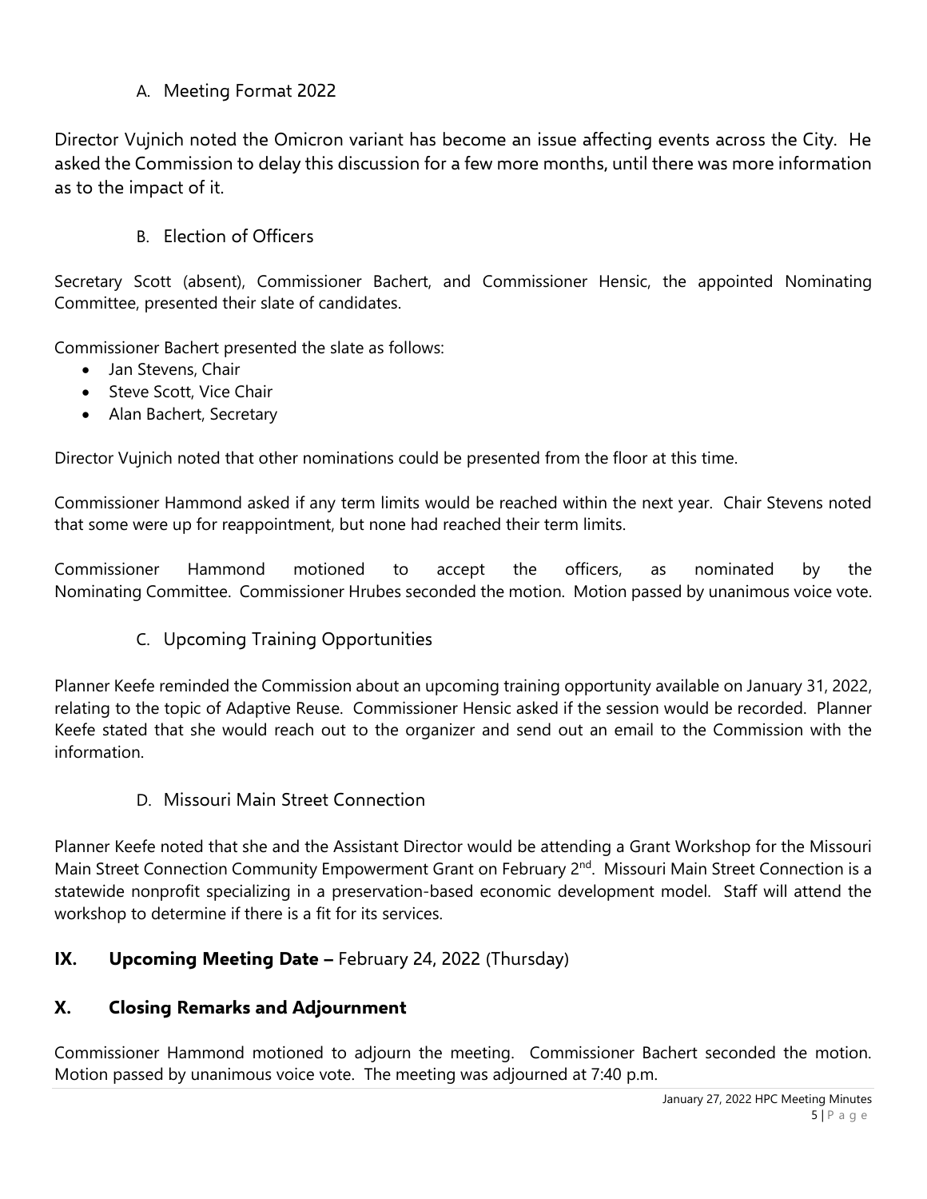### A. Meeting Format 2022

Director Vujnich noted the Omicron variant has become an issue affecting events across the City. He asked the Commission to delay this discussion for a few more months, until there was more information as to the impact of it.

### B. Election of Officers

Secretary Scott (absent), Commissioner Bachert, and Commissioner Hensic, the appointed Nominating Committee, presented their slate of candidates.

Commissioner Bachert presented the slate as follows:

- Jan Stevens, Chair
- Steve Scott, Vice Chair
- Alan Bachert, Secretary

Director Vujnich noted that other nominations could be presented from the floor at this time.

Commissioner Hammond asked if any term limits would be reached within the next year. Chair Stevens noted that some were up for reappointment, but none had reached their term limits.

Commissioner Hammond motioned to accept the officers, as nominated by the Nominating Committee. Commissioner Hrubes seconded the motion. Motion passed by unanimous voice vote.

### C. Upcoming Training Opportunities

Planner Keefe reminded the Commission about an upcoming training opportunity available on January 31, 2022, relating to the topic of Adaptive Reuse. Commissioner Hensic asked if the session would be recorded. Planner Keefe stated that she would reach out to the organizer and send out an email to the Commission with the information.

### D. Missouri Main Street Connection

Planner Keefe noted that she and the Assistant Director would be attending a Grant Workshop for the Missouri Main Street Connection Community Empowerment Grant on February 2nd. Missouri Main Street Connection is a statewide nonprofit specializing in a preservation-based economic development model. Staff will attend the workshop to determine if there is a fit for its services.

## IX. Upcoming Meeting Date – February 24, 2022 (Thursday)

## X. Closing Remarks and Adjournment

Commissioner Hammond motioned to adjourn the meeting. Commissioner Bachert seconded the motion. Motion passed by unanimous voice vote. The meeting was adjourned at 7:40 p.m.